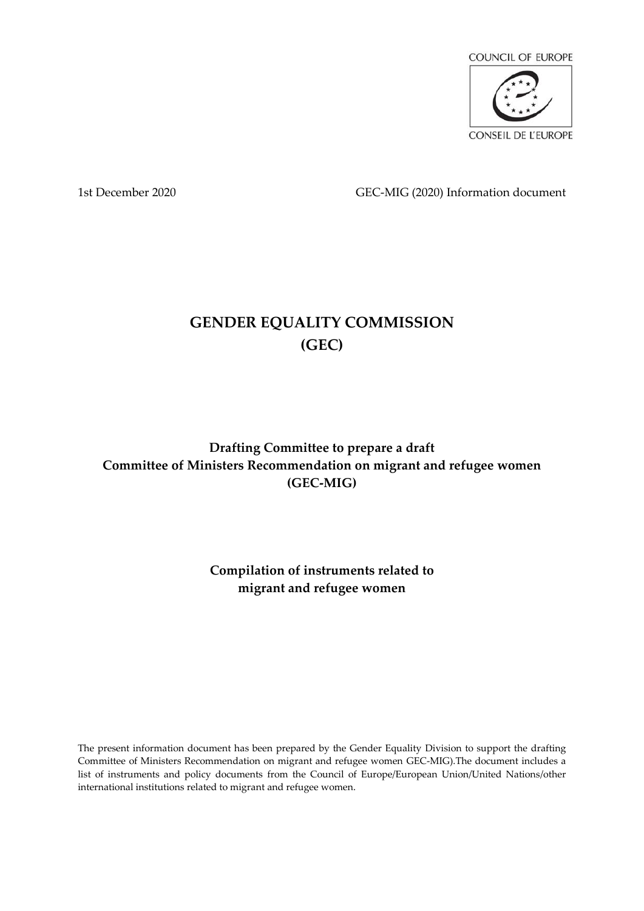COUNCIL OF EUROPE

CONSEIL DE L'EUROPE

1st December 2020 GEC-MIG (2020) Information document

# GENDER EQUALITY COMMISSION (GEC)

## Drafting Committee to prepare a draft Committee of Ministers Recommendation on migrant and refugee women (GEC-MIG)

## Compilation of instruments related to migrant and refugee women

The present information document has been prepared by the Gender Equality Division to support the drafting Committee of Ministers Recommendation on migrant and refugee women GEC-MIG).The document includes a list of instruments and policy documents from the Council of Europe/European Union/United Nations/other international institutions related to migrant and refugee women.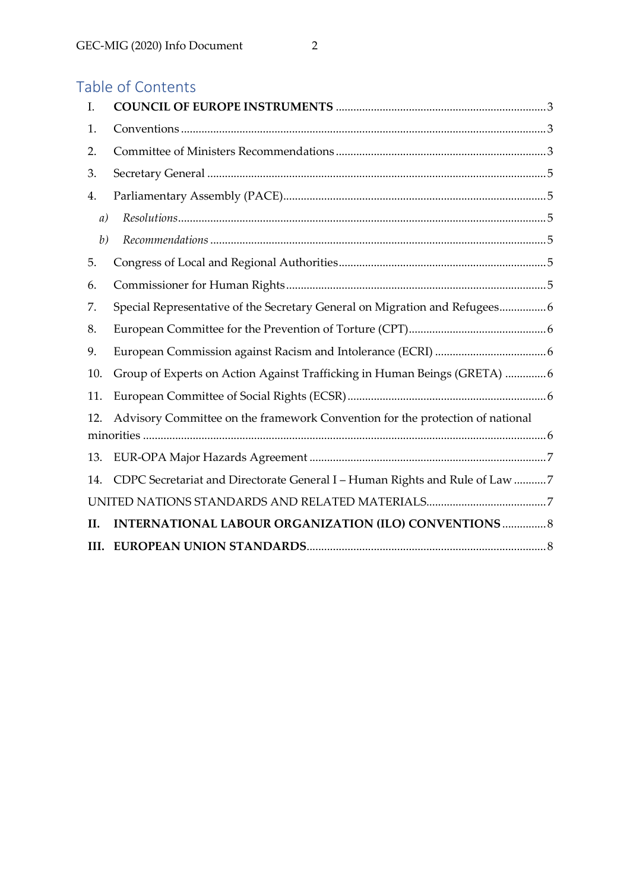## Table of Contents

I. **COUNCIL OF EUROPE INSTRUMENTS** ....................................................................... 3

1. Conventions ........................................................................................................................... 3
2. Committee of Ministers Recommendations ....................................................................... 3
3. Secretary General .................................................................................................................. 5
4. Parliamentary Assembly (PACE) ......................................................................................... 5
   a) *Resolutions* ........................................................................................................................... 5
   b) *Recommendations* ................................................................................................................ 5
5. Congress of Local and Regional Authorities ...................................................................... 5
6. Commissioner for Human Rights ........................................................................................ 5
7. Special Representative of the Secretary General on Migration and Refugees ................ 6
8. European Committee for the Prevention of Torture (CPT) ............................................... 6
9. European Commission against Racism and Intolerance (ECRI) ...................................... 6
10. Group of Experts on Action Against Trafficking in Human Beings (GRETA) .............. 6
11. European Committee of Social Rights (ECSR) .................................................................... 6
12. Advisory Committee on the framework Convention for the protection of national minorities ......................................................................................................................................... 6
13. EUR-OPA Major Hazards Agreement ................................................................................. 7
14. CDPC Secretariat and Directorate General I – Human Rights and Rule of Law ........... 7

UNITED NATIONS STANDARDS AND RELATED MATERIALS......................................... 7

**II. INTERNATIONAL LABOUR ORGANIZATION (ILO) CONVENTIONS** ............... 8

**III. EUROPEAN UNION STANDARDS** ................................................................................. 8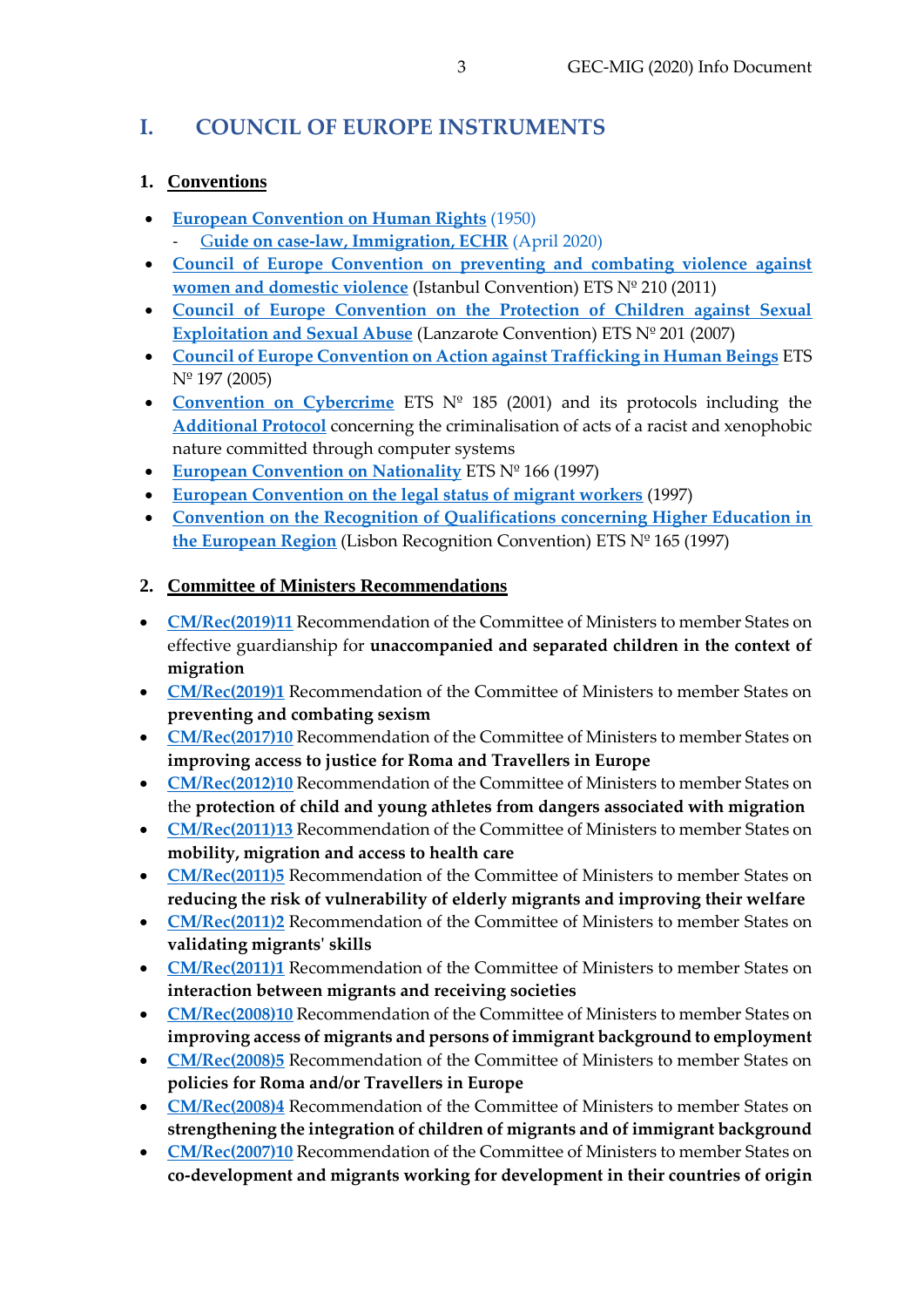# I. COUNCIL OF EUROPE INSTRUMENTS

## 1. Conventions

- **European Convention on Human Rights** (1950)
  - Guide on case-law, Immigration, ECHR (April 2020)
- **Council of Europe Convention on preventing and combating violence against women and domestic violence** (Istanbul Convention) ETS Nº 210 (2011)
- **Council of Europe Convention on the Protection of Children against Sexual Exploitation and Sexual Abuse** (Lanzarote Convention) ETS Nº 201 (2007)
- **Council of Europe Convention on Action against Trafficking in Human Beings** ETS Nº 197 (2005)
- **Convention on Cybercrime** ETS Nº 185 (2001) and its protocols including the **Additional Protocol** concerning the criminalisation of acts of a racist and xenophobic nature committed through computer systems
- **European Convention on Nationality** ETS Nº 166 (1997)
- **European Convention on the legal status of migrant workers** (1997)
- **Convention on the Recognition of Qualifications concerning Higher Education in the European Region** (Lisbon Recognition Convention) ETS Nº 165 (1997)

## 2. Committee of Ministers Recommendations

- **CM/Rec(2019)11** Recommendation of the Committee of Ministers to member States on effective guardianship for **unaccompanied and separated children in the context of migration**
- **CM/Rec(2019)1** Recommendation of the Committee of Ministers to member States on **preventing and combating sexism**
- **CM/Rec(2017)10** Recommendation of the Committee of Ministers to member States on **improving access to justice for Roma and Travellers in Europe**
- **CM/Rec(2012)10** Recommendation of the Committee of Ministers to member States on the **protection of child and young athletes from dangers associated with migration**
- **CM/Rec(2011)13** Recommendation of the Committee of Ministers to member States on **mobility, migration and access to health care**
- **CM/Rec(2011)5** Recommendation of the Committee of Ministers to member States on **reducing the risk of vulnerability of elderly migrants and improving their welfare**
- **CM/Rec(2011)2** Recommendation of the Committee of Ministers to member States on **validating migrants' skills**
- **CM/Rec(2011)1** Recommendation of the Committee of Ministers to member States on **interaction between migrants and receiving societies**
- **CM/Rec(2008)10** Recommendation of the Committee of Ministers to member States on **improving access of migrants and persons of immigrant background to employment**
- **CM/Rec(2008)5** Recommendation of the Committee of Ministers to member States on **policies for Roma and/or Travellers in Europe**
- **CM/Rec(2008)4** Recommendation of the Committee of Ministers to member States on **strengthening the integration of children of migrants and of immigrant background**
- **CM/Rec(2007)10** Recommendation of the Committee of Ministers to member States on **co-development and migrants working for development in their countries of origin**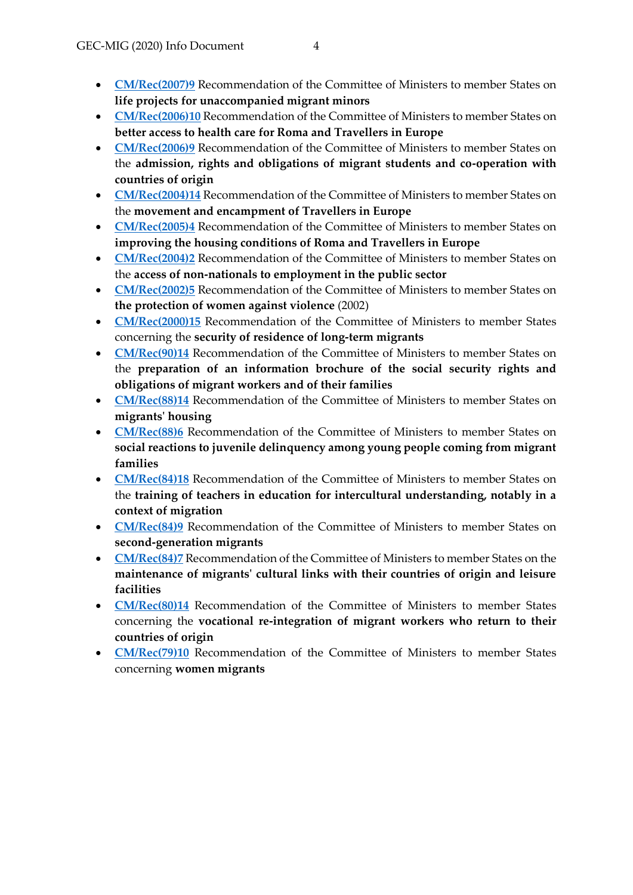- **CM/Rec(2007)9** Recommendation of the Committee of Ministers to member States on **life projects for unaccompanied migrant minors**
- **CM/Rec(2006)10** Recommendation of the Committee of Ministers to member States on **better access to health care for Roma and Travellers in Europe**
- **CM/Rec(2006)9** Recommendation of the Committee of Ministers to member States on the **admission, rights and obligations of migrant students and co-operation with countries of origin**
- **CM/Rec(2004)14** Recommendation of the Committee of Ministers to member States on the **movement and encampment of Travellers in Europe**
- **CM/Rec(2005)4** Recommendation of the Committee of Ministers to member States on **improving the housing conditions of Roma and Travellers in Europe**
- **CM/Rec(2004)2** Recommendation of the Committee of Ministers to member States on the **access of non-nationals to employment in the public sector**
- **CM/Rec(2002)5** Recommendation of the Committee of Ministers to member States on **the protection of women against violence** (2002)
- **CM/Rec(2000)15** Recommendation of the Committee of Ministers to member States concerning the **security of residence of long-term migrants**
- **CM/Rec(90)14** Recommendation of the Committee of Ministers to member States on the **preparation of an information brochure of the social security rights and obligations of migrant workers and of their families**
- **CM/Rec(88)14** Recommendation of the Committee of Ministers to member States on **migrants' housing**
- **CM/Rec(88)6** Recommendation of the Committee of Ministers to member States on **social reactions to juvenile delinquency among young people coming from migrant families**
- **CM/Rec(84)18** Recommendation of the Committee of Ministers to member States on the **training of teachers in education for intercultural understanding, notably in a context of migration**
- **CM/Rec(84)9** Recommendation of the Committee of Ministers to member States on **second-generation migrants**
- **CM/Rec(84)7** Recommendation of the Committee of Ministers to member States on the **maintenance of migrants' cultural links with their countries of origin and leisure facilities**
- **CM/Rec(80)14** Recommendation of the Committee of Ministers to member States concerning the **vocational re-integration of migrant workers who return to their countries of origin**
- **CM/Rec(79)10** Recommendation of the Committee of Ministers to member States concerning **women migrants**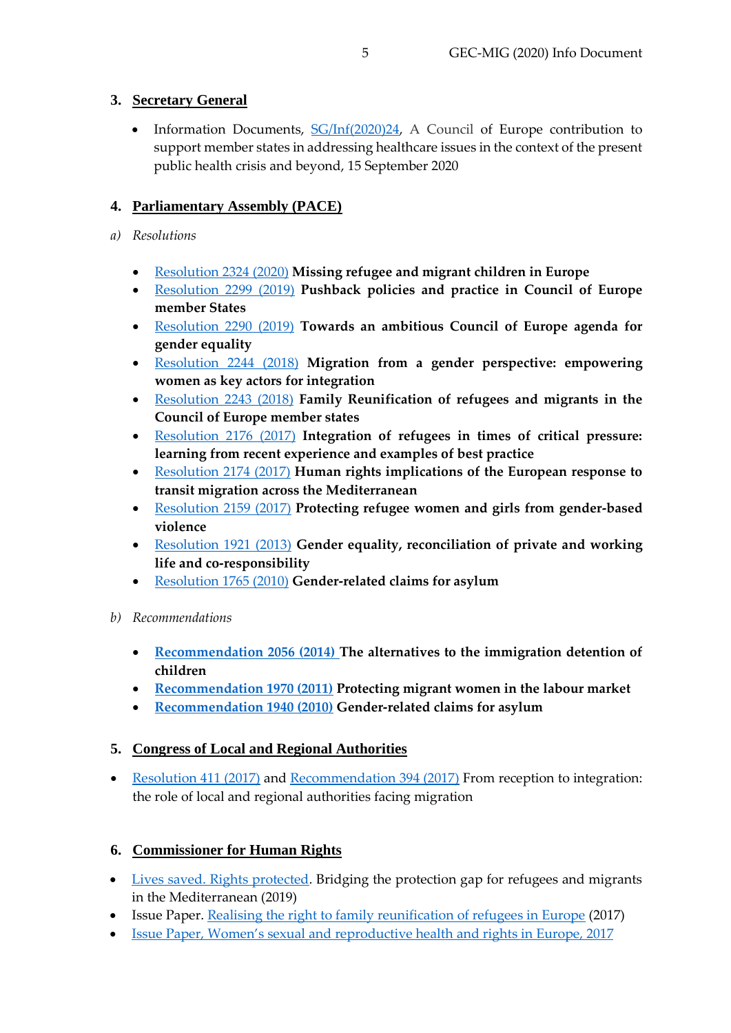## 3. Secretary General

- Information Documents, SG/Inf(2020)24, A Council of Europe contribution to support member states in addressing healthcare issues in the context of the present public health crisis and beyond, 15 September 2020

## 4. Parliamentary Assembly (PACE)

*a) Resolutions*

- Resolution 2324 (2020) **Missing refugee and migrant children in Europe**
- Resolution 2299 (2019) **Pushback policies and practice in Council of Europe member States**
- Resolution 2290 (2019) **Towards an ambitious Council of Europe agenda for gender equality**
- Resolution 2244 (2018) **Migration from a gender perspective: empowering women as key actors for integration**
- Resolution 2243 (2018) **Family Reunification of refugees and migrants in the Council of Europe member states**
- Resolution 2176 (2017) **Integration of refugees in times of critical pressure: learning from recent experience and examples of best practice**
- Resolution 2174 (2017) **Human rights implications of the European response to transit migration across the Mediterranean**
- Resolution 2159 (2017) **Protecting refugee women and girls from gender-based violence**
- Resolution 1921 (2013) **Gender equality, reconciliation of private and working life and co-responsibility**
- Resolution 1765 (2010) **Gender-related claims for asylum**

*b) Recommendations*

- **Recommendation 2056 (2014) The alternatives to the immigration detention of children**
- **Recommendation 1970 (2011) Protecting migrant women in the labour market**
- **Recommendation 1940 (2010) Gender-related claims for asylum**

## 5. Congress of Local and Regional Authorities

- Resolution 411 (2017) and Recommendation 394 (2017) From reception to integration: the role of local and regional authorities facing migration

## 6. Commissioner for Human Rights

- Lives saved. Rights protected. Bridging the protection gap for refugees and migrants in the Mediterranean (2019)
- Issue Paper. Realising the right to family reunification of refugees in Europe (2017)
- Issue Paper, Women's sexual and reproductive health and rights in Europe, 2017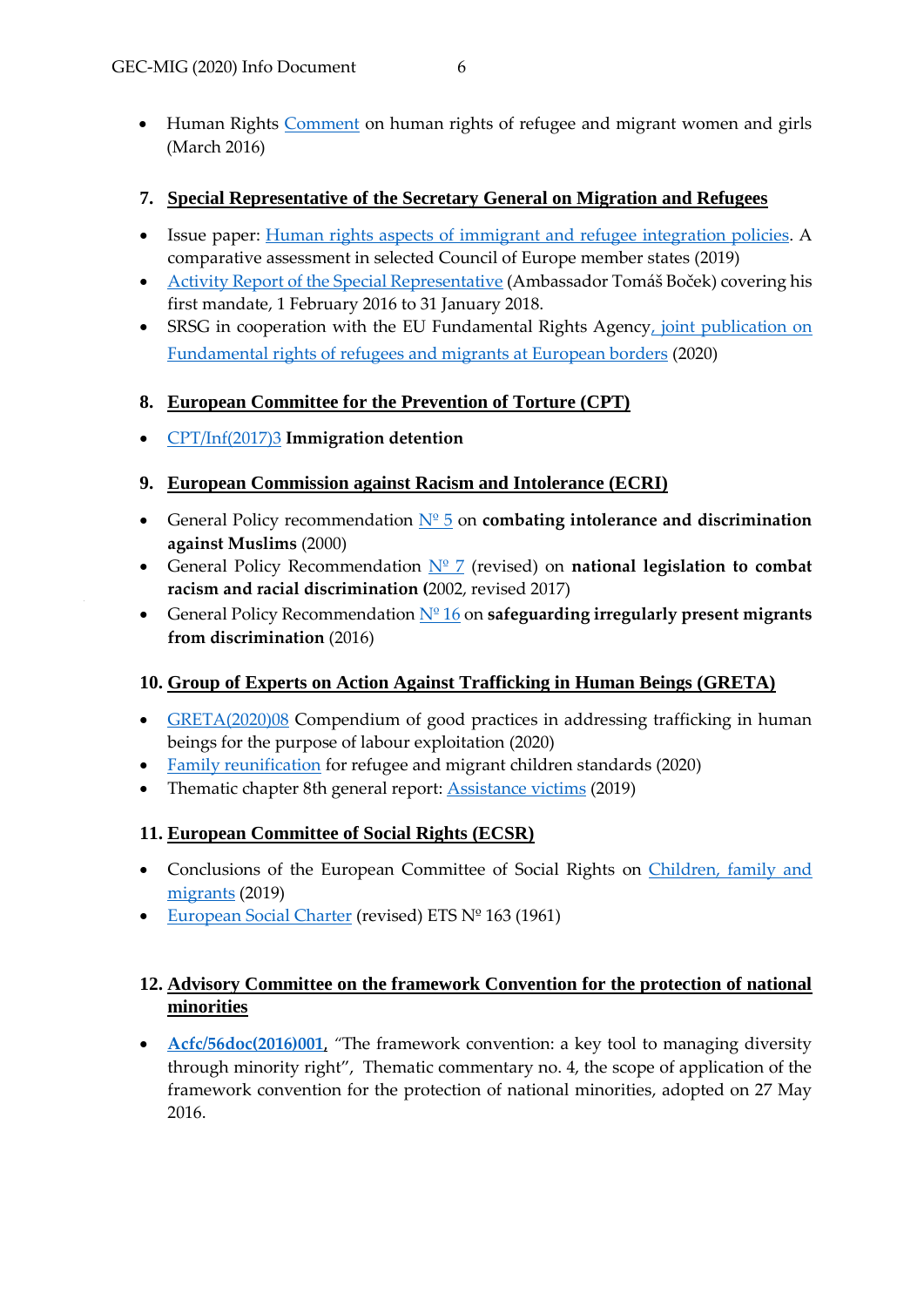- Human Rights Comment on human rights of refugee and migrant women and girls (March 2016)

## 7. Special Representative of the Secretary General on Migration and Refugees

- Issue paper: Human rights aspects of immigrant and refugee integration policies. A comparative assessment in selected Council of Europe member states (2019)
- Activity Report of the Special Representative (Ambassador Tomáš Boček) covering his first mandate, 1 February 2016 to 31 January 2018.
- SRSG in cooperation with the EU Fundamental Rights Agency, joint publication on Fundamental rights of refugees and migrants at European borders (2020)

## 8. European Committee for the Prevention of Torture (CPT)

- CPT/Inf(2017)3 **Immigration detention**

## 9. European Commission against Racism and Intolerance (ECRI)

- General Policy recommendation Nº 5 on **combating intolerance and discrimination against Muslims** (2000)
- General Policy Recommendation Nº 7 (revised) on **national legislation to combat racism and racial discrimination (**2002, revised 2017)
- General Policy Recommendation Nº 16 on **safeguarding irregularly present migrants from discrimination** (2016)

## 10. Group of Experts on Action Against Trafficking in Human Beings (GRETA)

- GRETA(2020)08 Compendium of good practices in addressing trafficking in human beings for the purpose of labour exploitation (2020)
- Family reunification for refugee and migrant children standards (2020)
- Thematic chapter 8th general report: Assistance victims (2019)

## 11. European Committee of Social Rights (ECSR)

- Conclusions of the European Committee of Social Rights on Children, family and migrants (2019)
- European Social Charter (revised) ETS Nº 163 (1961)

## 12. Advisory Committee on the framework Convention for the protection of national minorities

- **Acfc/56doc(2016)001**, “The framework convention: a key tool to managing diversity through minority right”, Thematic commentary no. 4, the scope of application of the framework convention for the protection of national minorities, adopted on 27 May 2016.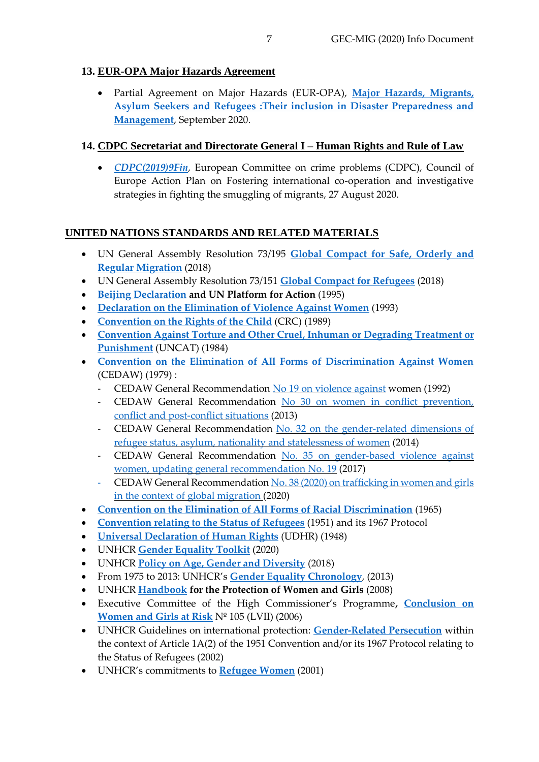### 13. EUR-OPA Major Hazards Agreement

- Partial Agreement on Major Hazards (EUR-OPA), **Major Hazards, Migrants, Asylum Seekers and Refugees :Their inclusion in Disaster Preparedness and Management**, September 2020.

### 14. CDPC Secretariat and Directorate General I – Human Rights and Rule of Law

- ***CDPC(2019)9Fin***, European Committee on crime problems (CDPC), Council of Europe Action Plan on Fostering international co-operation and investigative strategies in fighting the smuggling of migrants, 27 August 2020.

## UNITED NATIONS STANDARDS AND RELATED MATERIALS

- UN General Assembly Resolution 73/195 **Global Compact for Safe, Orderly and Regular Migration** (2018)
- UN General Assembly Resolution 73/151 **Global Compact for Refugees** (2018)
- **Beijing Declaration and UN Platform for Action** (1995)
- **Declaration on the Elimination of Violence Against Women** (1993)
- **Convention on the Rights of the Child** (CRC) (1989)
- **Convention Against Torture and Other Cruel, Inhuman or Degrading Treatment or Punishment** (UNCAT) (1984)
- **Convention on the Elimination of All Forms of Discrimination Against Women** (CEDAW) (1979) :
  - CEDAW General Recommendation No 19 on violence against women (1992)
  - CEDAW General Recommendation No 30 on women in conflict prevention, conflict and post-conflict situations (2013)
  - CEDAW General Recommendation No. 32 on the gender-related dimensions of refugee status, asylum, nationality and statelessness of women (2014)
  - CEDAW General Recommendation No. 35 on gender-based violence against women, updating general recommendation No. 19 (2017)
  - CEDAW General Recommendation No. 38 (2020) on trafficking in women and girls in the context of global migration (2020)
- **Convention on the Elimination of All Forms of Racial Discrimination** (1965)
- **Convention relating to the Status of Refugees** (1951) and its 1967 Protocol
- **Universal Declaration of Human Rights** (UDHR) (1948)
- UNHCR **Gender Equality Toolkit** (2020)
- UNHCR **Policy on Age, Gender and Diversity** (2018)
- From 1975 to 2013: UNHCR's **Gender Equality Chronology**, (2013)
- UNHCR **Handbook for the Protection of Women and Girls** (2008)
- Executive Committee of the High Commissioner's Programme**,** **Conclusion on Women and Girls at Risk** Nº 105 (LVII) (2006)
- UNHCR Guidelines on international protection: **Gender-Related Persecution** within the context of Article 1A(2) of the 1951 Convention and/or its 1967 Protocol relating to the Status of Refugees (2002)
- UNHCR's commitments to **Refugee Women** (2001)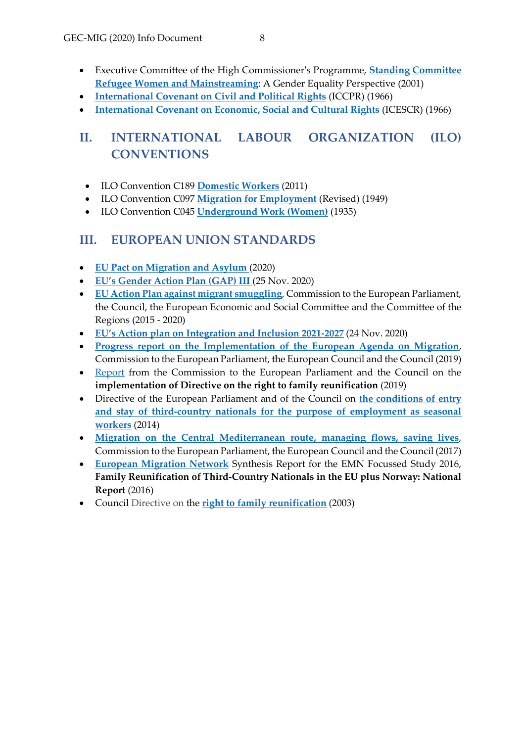- Executive Committee of the High Commissioner's Programme, **Standing Committee Refugee Women and Mainstreaming**: A Gender Equality Perspective (2001)
- **International Covenant on Civil and Political Rights** (ICCPR) (1966)
- **International Covenant on Economic, Social and Cultural Rights** (ICESCR) (1966)

## II. INTERNATIONAL LABOUR ORGANIZATION (ILO) CONVENTIONS

- ILO Convention C189 **Domestic Workers** (2011)
- ILO Convention C097 **Migration for Employment** (Revised) (1949)
- ILO Convention C045 **Underground Work (Women)** (1935)

## III. EUROPEAN UNION STANDARDS

- **EU Pact on Migration and Asylum** (2020)
- **EU's Gender Action Plan (GAP) III** (25 Nov. 2020)
- **EU Action Plan against migrant smuggling**, Commission to the European Parliament, the Council, the European Economic and Social Committee and the Committee of the Regions (2015 - 2020)
- **EU's Action plan on Integration and Inclusion 2021-2027** (24 Nov. 2020)
- **Progress report on the Implementation of the European Agenda on Migration**, Commission to the European Parliament, the European Council and the Council (2019)
- Report from the Commission to the European Parliament and the Council on the **implementation of Directive on the right to family reunification** (2019)
- Directive of the European Parliament and of the Council on **the conditions of entry and stay of third-country nationals for the purpose of employment as seasonal workers** (2014)
- **Migration on the Central Mediterranean route, managing flows, saving lives**, Commission to the European Parliament, the European Council and the Council (2017)
- **European Migration Network** Synthesis Report for the EMN Focussed Study 2016, **Family Reunification of Third-Country Nationals in the EU plus Norway: National Report** (2016)
- Council Directive on the **right to family reunification** (2003)